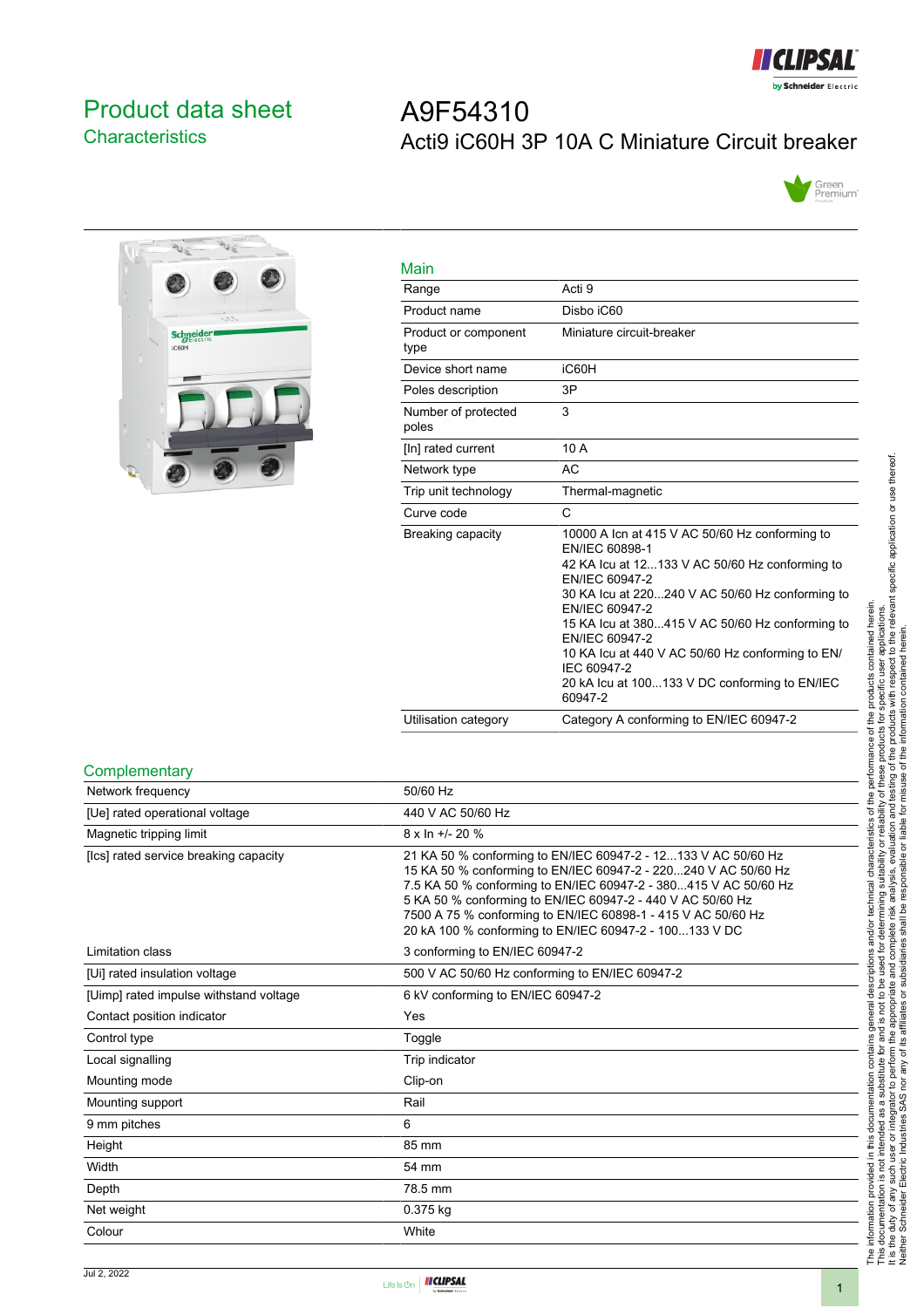# Product data sheet

## Characteristics

# A9F54310

## Acti9 iC60H 3P 10A C Miniature Circuit breaker

### Main

| | |
|---|---|
| Range | Acti 9 |
| Product name | Disbo iC60 |
| Product or component type | Miniature circuit-breaker |
| Device short name | iC60H |
| Poles description | 3P |
| Number of protected poles | 3 |
| [In] rated current | 10 A |
| Network type | AC |
| Trip unit technology | Thermal-magnetic |
| Curve code | C |
| Breaking capacity | 10000 A Icn at 415 V AC 50/60 Hz conforming to EN/IEC 60898-1<br>42 KA Icu at 12...133 V AC 50/60 Hz conforming to EN/IEC 60947-2<br>30 KA Icu at 220...240 V AC 50/60 Hz conforming to EN/IEC 60947-2<br>15 KA Icu at 380...415 V AC 50/60 Hz conforming to EN/IEC 60947-2<br>10 KA Icu at 440 V AC 50/60 Hz conforming to EN/IEC 60947-2<br>20 kA Icu at 100...133 V DC conforming to EN/IEC 60947-2 |
| Utilisation category | Category A conforming to EN/IEC 60947-2 |

### Complementary

| | |
|---|---|
| Network frequency | 50/60 Hz |
| [Ue] rated operational voltage | 440 V AC 50/60 Hz |
| Magnetic tripping limit | 8 x In +/- 20 % |
| [Ics] rated service breaking capacity | 21 KA 50 % conforming to EN/IEC 60947-2 - 12...133 V AC 50/60 Hz<br>15 KA 50 % conforming to EN/IEC 60947-2 - 220...240 V AC 50/60 Hz<br>7.5 KA 50 % conforming to EN/IEC 60947-2 - 380...415 V AC 50/60 Hz<br>5 KA 50 % conforming to EN/IEC 60947-2 - 440 V AC 50/60 Hz<br>7500 A 75 % conforming to EN/IEC 60898-1 - 415 V AC 50/60 Hz<br>20 kA 100 % conforming to EN/IEC 60947-2 - 100...133 V DC |
| Limitation class | 3 conforming to EN/IEC 60947-2 |
| [Ui] rated insulation voltage | 500 V AC 50/60 Hz conforming to EN/IEC 60947-2 |
| [Uimp] rated impulse withstand voltage | 6 kV conforming to EN/IEC 60947-2 |
| Contact position indicator | Yes |
| Control type | Toggle |
| Local signalling | Trip indicator |
| Mounting mode | Clip-on |
| Mounting support | Rail |
| 9 mm pitches | 6 |
| Height | 85 mm |
| Width | 54 mm |
| Depth | 78.5 mm |
| Net weight | 0.375 kg |
| Colour | White |

The information provided in this documentation contains general descriptions and/or technical characteristics of the performance of the products contained herein. This documentation is not intended as a substitute for and is not to be used for determining suitability or reliability of these products for specific user applications. It is the duty of any such user or integrator to perform the appropriate and complete risk analysis, evaluation and testing of the products with respect to the relevant specific application or use thereof. Neither Schneider Electric Industries SAS nor any of its affiliates or subsidiaries shall be responsible or liable for misuse of the information contained herein.

Jul 2, 2022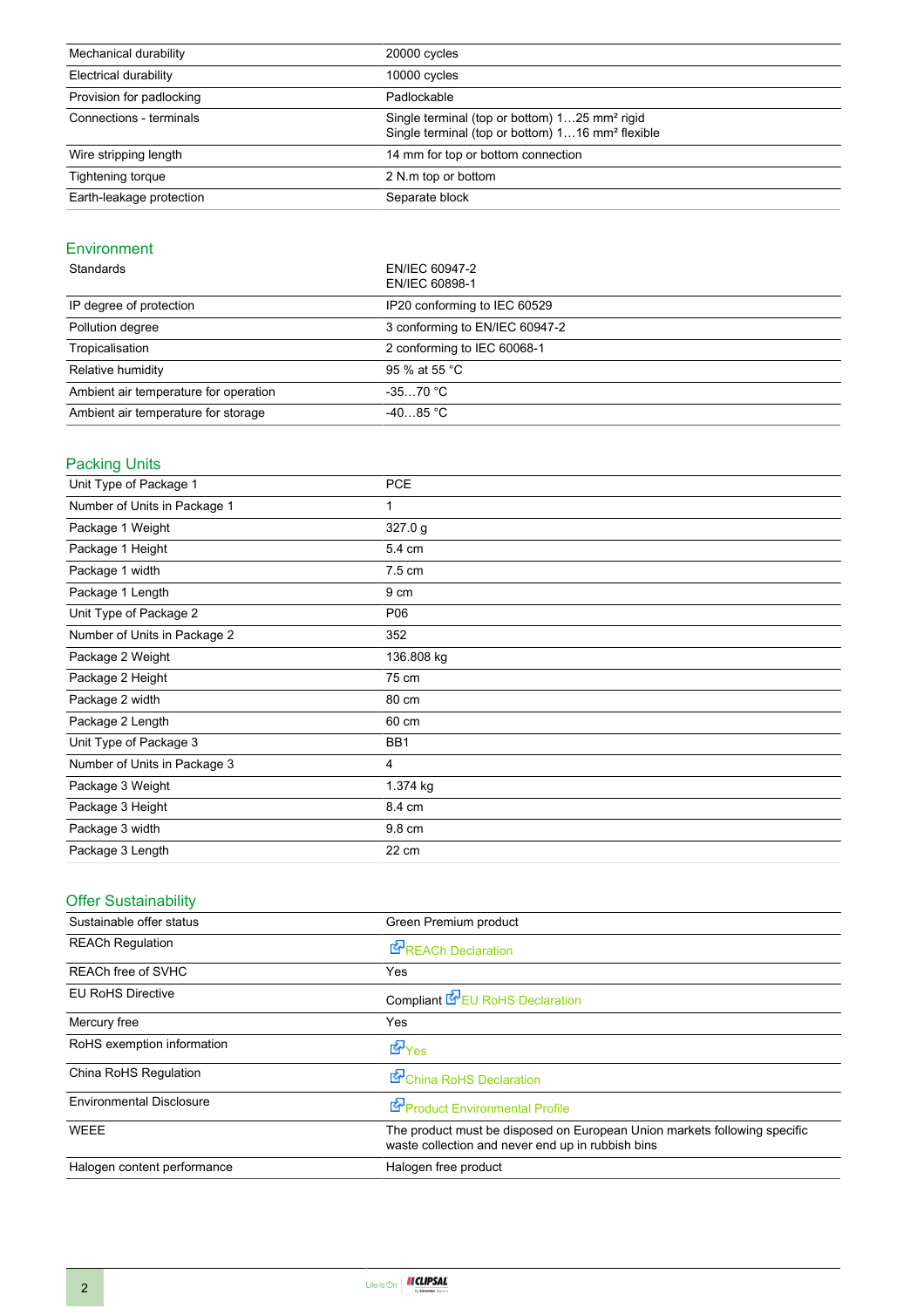| | |
|---|---|
| Mechanical durability | 20000 cycles |
| Electrical durability | 10000 cycles |
| Provision for padlocking | Padlockable |
| Connections - terminals | Single terminal (top or bottom) 1…25 mm² rigid<br>Single terminal (top or bottom) 1…16 mm² flexible |
| Wire stripping length | 14 mm for top or bottom connection |
| Tightening torque | 2 N.m top or bottom |
| Earth-leakage protection | Separate block |

## Environment

| | |
|---|---|
| Standards | EN/IEC 60947-2<br>EN/IEC 60898-1 |
| IP degree of protection | IP20 conforming to IEC 60529 |
| Pollution degree | 3 conforming to EN/IEC 60947-2 |
| Tropicalisation | 2 conforming to IEC 60068-1 |
| Relative humidity | 95 % at 55 °C |
| Ambient air temperature for operation | -35…70 °C |
| Ambient air temperature for storage | -40…85 °C |

## Packing Units

| | |
|---|---|
| Unit Type of Package 1 | PCE |
| Number of Units in Package 1 | 1 |
| Package 1 Weight | 327.0 g |
| Package 1 Height | 5.4 cm |
| Package 1 width | 7.5 cm |
| Package 1 Length | 9 cm |
| Unit Type of Package 2 | P06 |
| Number of Units in Package 2 | 352 |
| Package 2 Weight | 136.808 kg |
| Package 2 Height | 75 cm |
| Package 2 width | 80 cm |
| Package 2 Length | 60 cm |
| Unit Type of Package 3 | BB1 |
| Number of Units in Package 3 | 4 |
| Package 3 Weight | 1.374 kg |
| Package 3 Height | 8.4 cm |
| Package 3 width | 9.8 cm |
| Package 3 Length | 22 cm |

## Offer Sustainability

| | |
|---|---|
| Sustainable offer status | Green Premium product |
| REACh Regulation | REACh Declaration |
| REACh free of SVHC | Yes |
| EU RoHS Directive | Compliant EU RoHS Declaration |
| Mercury free | Yes |
| RoHS exemption information | Yes |
| China RoHS Regulation | China RoHS Declaration |
| Environmental Disclosure | Product Environmental Profile |
| WEEE | The product must be disposed on European Union markets following specific waste collection and never end up in rubbish bins |
| Halogen content performance | Halogen free product |